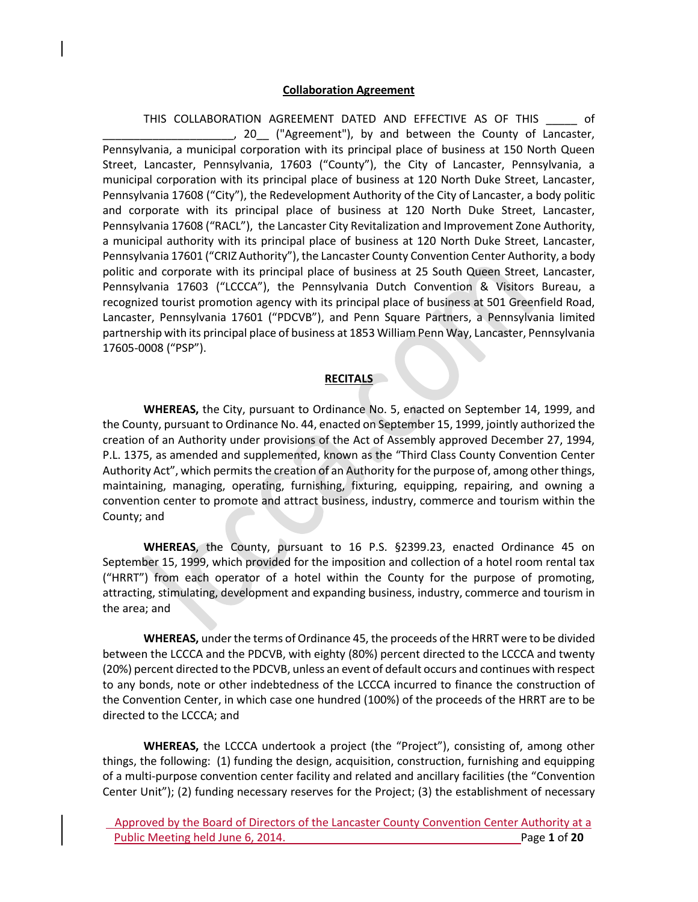**Collaboration Agreement**

THIS COLLABORATION AGREEMENT DATED AND EFFECTIVE AS OF THIS _____ of _____________________, 20__ ("Agreement"), by and between the County of Lancaster, Pennsylvania, a municipal corporation with its principal place of business at 150 North Queen Street, Lancaster, Pennsylvania, 17603 ("County"), the City of Lancaster, Pennsylvania, a municipal corporation with its principal place of business at 120 North Duke Street, Lancaster, Pennsylvania 17608 ("City"), the Redevelopment Authority of the City of Lancaster, a body politic and corporate with its principal place of business at 120 North Duke Street, Lancaster, Pennsylvania 17608 ("RACL"), the Lancaster City Revitalization and Improvement Zone Authority, a municipal authority with its principal place of business at 120 North Duke Street, Lancaster, Pennsylvania 17601 ("CRIZ Authority"), the Lancaster County Convention Center Authority, a body politic and corporate with its principal place of business at 25 South Queen Street, Lancaster, Pennsylvania 17603 ("LCCCA"), the Pennsylvania Dutch Convention & Visitors Bureau, a recognized tourist promotion agency with its principal place of business at 501 Greenfield Road, Lancaster, Pennsylvania 17601 ("PDCVB"), and Penn Square Partners, a Pennsylvania limited partnership with its principal place of business at 1853 William Penn Way, Lancaster, Pennsylvania 17605-0008 ("PSP").

**RECITALS**

**WHEREAS,** the City, pursuant to Ordinance No. 5, enacted on September 14, 1999, and the County, pursuant to Ordinance No. 44, enacted on September 15, 1999, jointly authorized the creation of an Authority under provisions of the Act of Assembly approved December 27, 1994, P.L. 1375, as amended and supplemented, known as the "Third Class County Convention Center Authority Act", which permits the creation of an Authority for the purpose of, among other things, maintaining, managing, operating, furnishing, fixturing, equipping, repairing, and owning a convention center to promote and attract business, industry, commerce and tourism within the County; and

**WHEREAS**, the County, pursuant to 16 P.S. §2399.23, enacted Ordinance 45 on September 15, 1999, which provided for the imposition and collection of a hotel room rental tax ("HRRT") from each operator of a hotel within the County for the purpose of promoting, attracting, stimulating, development and expanding business, industry, commerce and tourism in the area; and

**WHEREAS,** under the terms of Ordinance 45, the proceeds of the HRRT were to be divided between the LCCCA and the PDCVB, with eighty (80%) percent directed to the LCCCA and twenty (20%) percent directed to the PDCVB, unless an event of default occurs and continues with respect to any bonds, note or other indebtedness of the LCCCA incurred to finance the construction of the Convention Center, in which case one hundred (100%) of the proceeds of the HRRT are to be directed to the LCCCA; and

**WHEREAS,** the LCCCA undertook a project (the "Project"), consisting of, among other things, the following: (1) funding the design, acquisition, construction, furnishing and equipping of a multi-purpose convention center facility and related and ancillary facilities (the "Convention Center Unit"); (2) funding necessary reserves for the Project; (3) the establishment of necessary

Approved by the Board of Directors of the Lancaster County Convention Center Authority at a Public Meeting held June 6, 2014.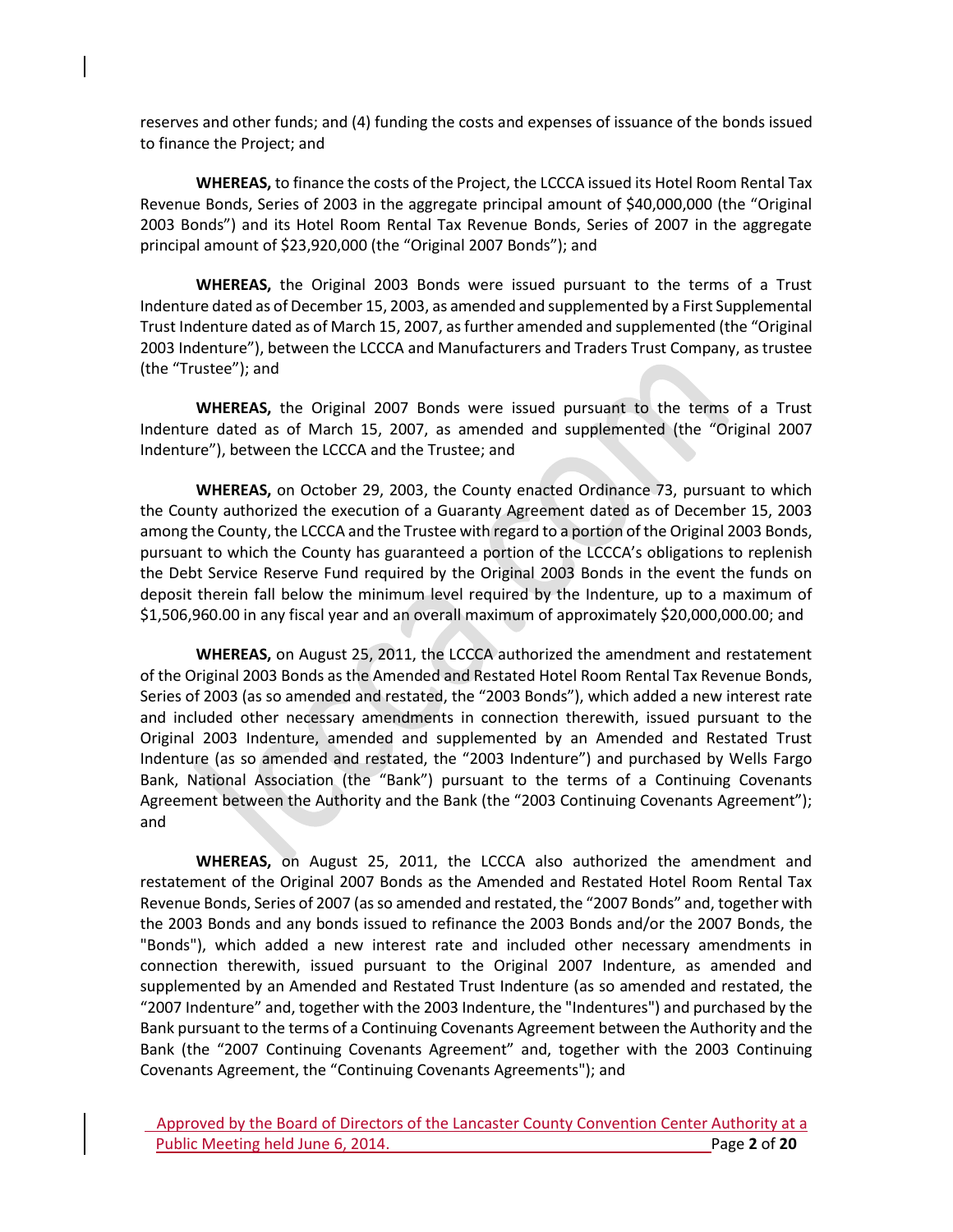reserves and other funds; and (4) funding the costs and expenses of issuance of the bonds issued to finance the Project; and

**WHEREAS,** to finance the costs of the Project, the LCCCA issued its Hotel Room Rental Tax Revenue Bonds, Series of 2003 in the aggregate principal amount of $40,000,000 (the "Original 2003 Bonds") and its Hotel Room Rental Tax Revenue Bonds, Series of 2007 in the aggregate principal amount of $23,920,000 (the "Original 2007 Bonds"); and

**WHEREAS,** the Original 2003 Bonds were issued pursuant to the terms of a Trust Indenture dated as of December 15, 2003, as amended and supplemented by a First Supplemental Trust Indenture dated as of March 15, 2007, as further amended and supplemented (the "Original 2003 Indenture"), between the LCCCA and Manufacturers and Traders Trust Company, as trustee (the "Trustee"); and

**WHEREAS,** the Original 2007 Bonds were issued pursuant to the terms of a Trust Indenture dated as of March 15, 2007, as amended and supplemented (the "Original 2007 Indenture"), between the LCCCA and the Trustee; and

**WHEREAS,** on October 29, 2003, the County enacted Ordinance 73, pursuant to which the County authorized the execution of a Guaranty Agreement dated as of December 15, 2003 among the County, the LCCCA and the Trustee with regard to a portion of the Original 2003 Bonds, pursuant to which the County has guaranteed a portion of the LCCCA's obligations to replenish the Debt Service Reserve Fund required by the Original 2003 Bonds in the event the funds on deposit therein fall below the minimum level required by the Indenture, up to a maximum of $1,506,960.00 in any fiscal year and an overall maximum of approximately $20,000,000.00; and

**WHEREAS,** on August 25, 2011, the LCCCA authorized the amendment and restatement of the Original 2003 Bonds as the Amended and Restated Hotel Room Rental Tax Revenue Bonds, Series of 2003 (as so amended and restated, the "2003 Bonds"), which added a new interest rate and included other necessary amendments in connection therewith, issued pursuant to the Original 2003 Indenture, amended and supplemented by an Amended and Restated Trust Indenture (as so amended and restated, the "2003 Indenture") and purchased by Wells Fargo Bank, National Association (the "Bank") pursuant to the terms of a Continuing Covenants Agreement between the Authority and the Bank (the "2003 Continuing Covenants Agreement"); and

**WHEREAS,** on August 25, 2011, the LCCCA also authorized the amendment and restatement of the Original 2007 Bonds as the Amended and Restated Hotel Room Rental Tax Revenue Bonds, Series of 2007 (as so amended and restated, the "2007 Bonds" and, together with the 2003 Bonds and any bonds issued to refinance the 2003 Bonds and/or the 2007 Bonds, the "Bonds"), which added a new interest rate and included other necessary amendments in connection therewith, issued pursuant to the Original 2007 Indenture, as amended and supplemented by an Amended and Restated Trust Indenture (as so amended and restated, the "2007 Indenture" and, together with the 2003 Indenture, the "Indentures") and purchased by the Bank pursuant to the terms of a Continuing Covenants Agreement between the Authority and the Bank (the "2007 Continuing Covenants Agreement" and, together with the 2003 Continuing Covenants Agreement, the "Continuing Covenants Agreements"); and

Approved by the Board of Directors of the Lancaster County Convention Center Authority at a Public Meeting held June 6, 2014.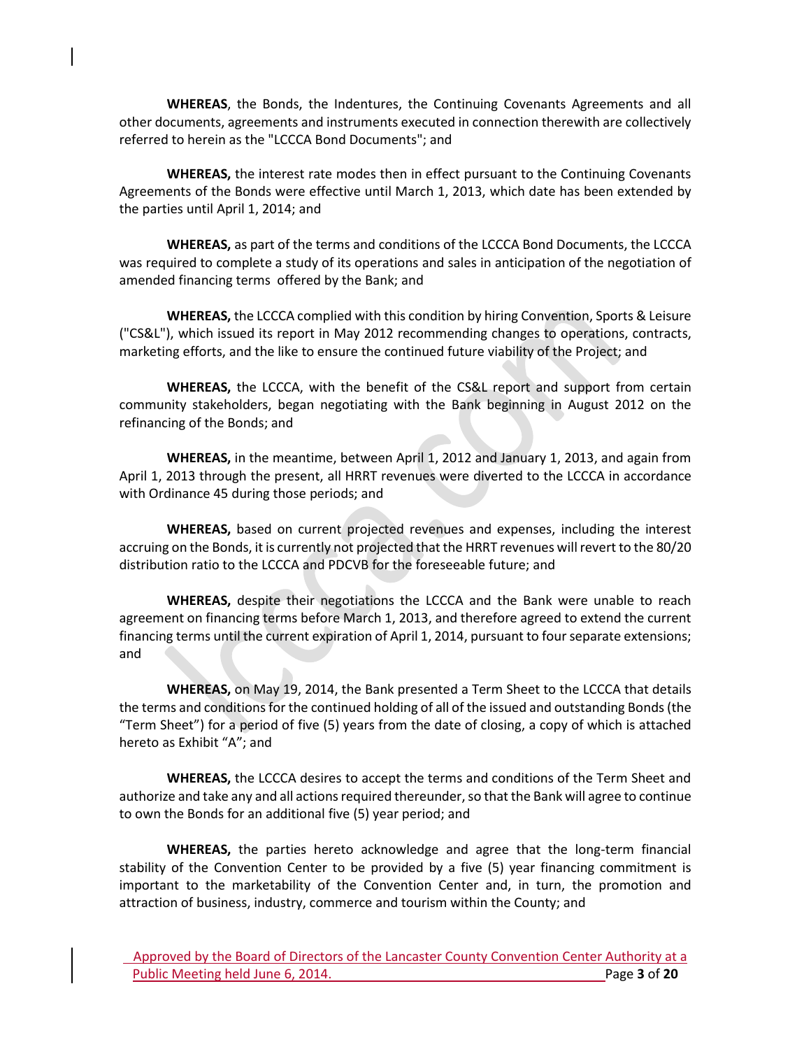**WHEREAS**, the Bonds, the Indentures, the Continuing Covenants Agreements and all other documents, agreements and instruments executed in connection therewith are collectively referred to herein as the "LCCCA Bond Documents"; and

**WHEREAS,** the interest rate modes then in effect pursuant to the Continuing Covenants Agreements of the Bonds were effective until March 1, 2013, which date has been extended by the parties until April 1, 2014; and

**WHEREAS,** as part of the terms and conditions of the LCCCA Bond Documents, the LCCCA was required to complete a study of its operations and sales in anticipation of the negotiation of amended financing terms offered by the Bank; and

**WHEREAS,** the LCCCA complied with this condition by hiring Convention, Sports & Leisure ("CS&L"), which issued its report in May 2012 recommending changes to operations, contracts, marketing efforts, and the like to ensure the continued future viability of the Project; and

**WHEREAS,** the LCCCA, with the benefit of the CS&L report and support from certain community stakeholders, began negotiating with the Bank beginning in August 2012 on the refinancing of the Bonds; and

**WHEREAS,** in the meantime, between April 1, 2012 and January 1, 2013, and again from April 1, 2013 through the present, all HRRT revenues were diverted to the LCCCA in accordance with Ordinance 45 during those periods; and

**WHEREAS,** based on current projected revenues and expenses, including the interest accruing on the Bonds, it is currently not projected that the HRRT revenues will revert to the 80/20 distribution ratio to the LCCCA and PDCVB for the foreseeable future; and

**WHEREAS,** despite their negotiations the LCCCA and the Bank were unable to reach agreement on financing terms before March 1, 2013, and therefore agreed to extend the current financing terms until the current expiration of April 1, 2014, pursuant to four separate extensions; and

**WHEREAS,** on May 19, 2014, the Bank presented a Term Sheet to the LCCCA that details the terms and conditions for the continued holding of all of the issued and outstanding Bonds (the "Term Sheet") for a period of five (5) years from the date of closing, a copy of which is attached hereto as Exhibit "A"; and

**WHEREAS,** the LCCCA desires to accept the terms and conditions of the Term Sheet and authorize and take any and all actions required thereunder, so that the Bank will agree to continue to own the Bonds for an additional five (5) year period; and

**WHEREAS,** the parties hereto acknowledge and agree that the long-term financial stability of the Convention Center to be provided by a five (5) year financing commitment is important to the marketability of the Convention Center and, in turn, the promotion and attraction of business, industry, commerce and tourism within the County; and

Approved by the Board of Directors of the Lancaster County Convention Center Authority at a Public Meeting held June 6, 2014.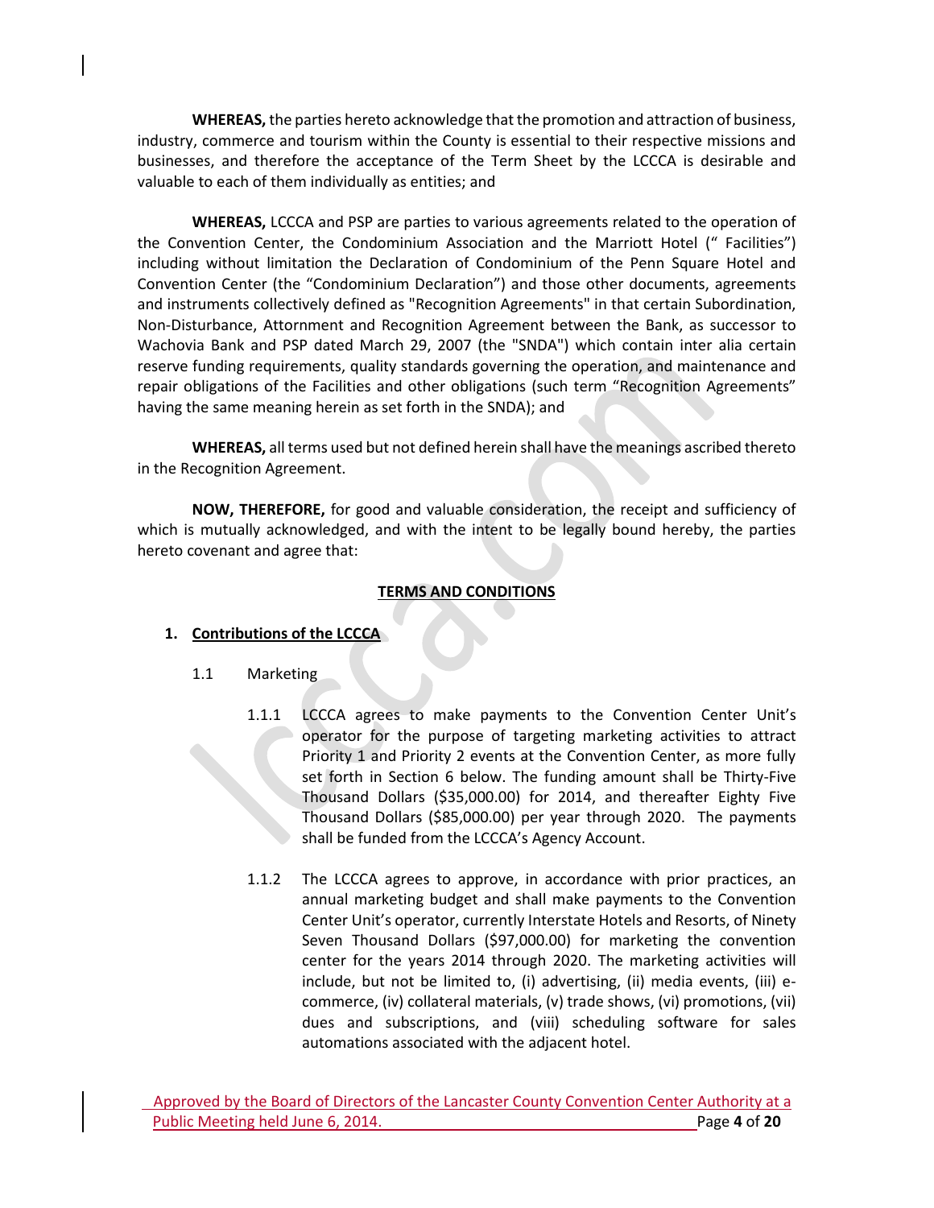**WHEREAS,** the parties hereto acknowledge that the promotion and attraction of business, industry, commerce and tourism within the County is essential to their respective missions and businesses, and therefore the acceptance of the Term Sheet by the LCCCA is desirable and valuable to each of them individually as entities; and

**WHEREAS,** LCCCA and PSP are parties to various agreements related to the operation of the Convention Center, the Condominium Association and the Marriott Hotel (" Facilities") including without limitation the Declaration of Condominium of the Penn Square Hotel and Convention Center (the "Condominium Declaration") and those other documents, agreements and instruments collectively defined as "Recognition Agreements" in that certain Subordination, Non-Disturbance, Attornment and Recognition Agreement between the Bank, as successor to Wachovia Bank and PSP dated March 29, 2007 (the "SNDA") which contain inter alia certain reserve funding requirements, quality standards governing the operation, and maintenance and repair obligations of the Facilities and other obligations (such term "Recognition Agreements" having the same meaning herein as set forth in the SNDA); and

**WHEREAS,** all terms used but not defined herein shall have the meanings ascribed thereto in the Recognition Agreement.

**NOW, THEREFORE,** for good and valuable consideration, the receipt and sufficiency of which is mutually acknowledged, and with the intent to be legally bound hereby, the parties hereto covenant and agree that:

## TERMS AND CONDITIONS

**1. Contributions of the LCCCA**

1.1 Marketing

1.1.1 LCCCA agrees to make payments to the Convention Center Unit's operator for the purpose of targeting marketing activities to attract Priority 1 and Priority 2 events at the Convention Center, as more fully set forth in Section 6 below. The funding amount shall be Thirty-Five Thousand Dollars ($35,000.00) for 2014, and thereafter Eighty Five Thousand Dollars ($85,000.00) per year through 2020. The payments shall be funded from the LCCCA's Agency Account.

1.1.2 The LCCCA agrees to approve, in accordance with prior practices, an annual marketing budget and shall make payments to the Convention Center Unit's operator, currently Interstate Hotels and Resorts, of Ninety Seven Thousand Dollars ($97,000.00) for marketing the convention center for the years 2014 through 2020. The marketing activities will include, but not be limited to, (i) advertising, (ii) media events, (iii) e-commerce, (iv) collateral materials, (v) trade shows, (vi) promotions, (vii) dues and subscriptions, and (viii) scheduling software for sales automations associated with the adjacent hotel.

Approved by the Board of Directors of the Lancaster County Convention Center Authority at a Public Meeting held June 6, 2014.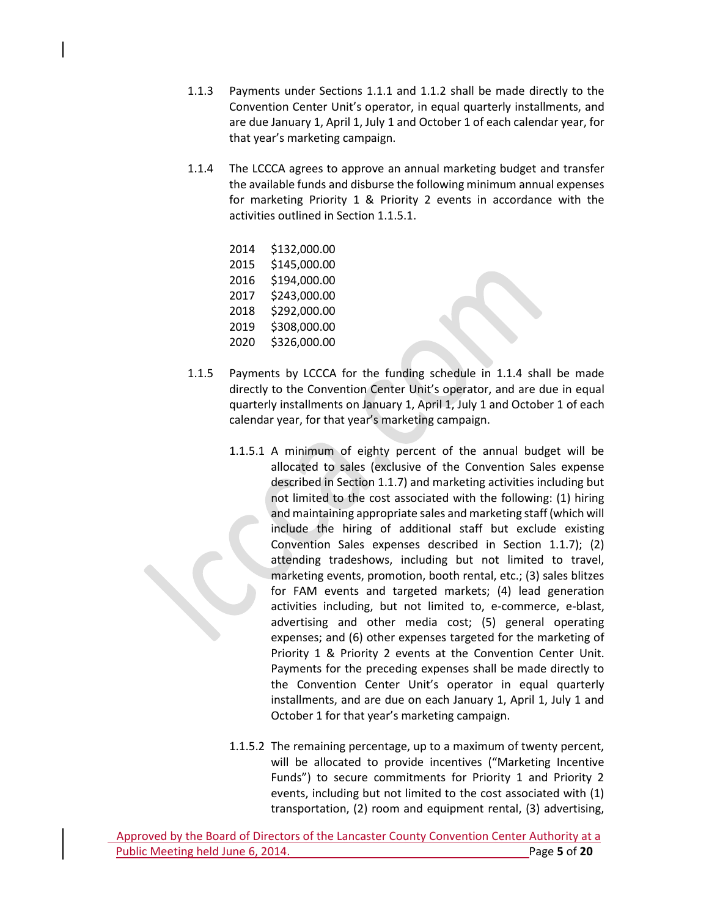1.1.3 Payments under Sections 1.1.1 and 1.1.2 shall be made directly to the Convention Center Unit's operator, in equal quarterly installments, and are due January 1, April 1, July 1 and October 1 of each calendar year, for that year's marketing campaign.

1.1.4 The LCCCA agrees to approve an annual marketing budget and transfer the available funds and disburse the following minimum annual expenses for marketing Priority 1 & Priority 2 events in accordance with the activities outlined in Section 1.1.5.1.

| | |
|---|---|
| 2014 | $132,000.00 |
| 2015 | $145,000.00 |
| 2016 | $194,000.00 |
| 2017 | $243,000.00 |
| 2018 | $292,000.00 |
| 2019 | $308,000.00 |
| 2020 | $326,000.00 |

1.1.5 Payments by LCCCA for the funding schedule in 1.1.4 shall be made directly to the Convention Center Unit's operator, and are due in equal quarterly installments on January 1, April 1, July 1 and October 1 of each calendar year, for that year's marketing campaign.

1.1.5.1 A minimum of eighty percent of the annual budget will be allocated to sales (exclusive of the Convention Sales expense described in Section 1.1.7) and marketing activities including but not limited to the cost associated with the following: (1) hiring and maintaining appropriate sales and marketing staff (which will include the hiring of additional staff but exclude existing Convention Sales expenses described in Section 1.1.7); (2) attending tradeshows, including but not limited to travel, marketing events, promotion, booth rental, etc.; (3) sales blitzes for FAM events and targeted markets; (4) lead generation activities including, but not limited to, e-commerce, e-blast, advertising and other media cost; (5) general operating expenses; and (6) other expenses targeted for the marketing of Priority 1 & Priority 2 events at the Convention Center Unit. Payments for the preceding expenses shall be made directly to the Convention Center Unit's operator in equal quarterly installments, and are due on each January 1, April 1, July 1 and October 1 for that year's marketing campaign.

1.1.5.2 The remaining percentage, up to a maximum of twenty percent, will be allocated to provide incentives ("Marketing Incentive Funds") to secure commitments for Priority 1 and Priority 2 events, including but not limited to the cost associated with (1) transportation, (2) room and equipment rental, (3) advertising,

Approved by the Board of Directors of the Lancaster County Convention Center Authority at a Public Meeting held June 6, 2014.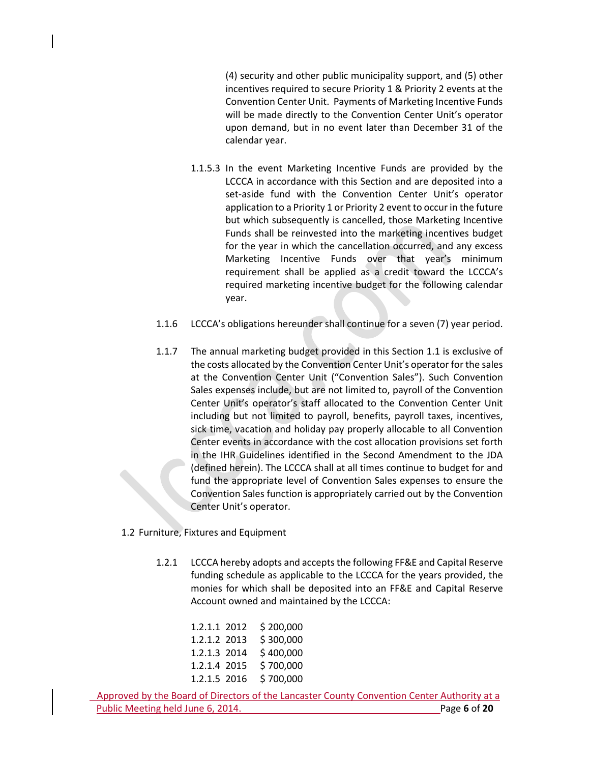(4) security and other public municipality support, and (5) other incentives required to secure Priority 1 & Priority 2 events at the Convention Center Unit. Payments of Marketing Incentive Funds will be made directly to the Convention Center Unit's operator upon demand, but in no event later than December 31 of the calendar year.

1.1.5.3 In the event Marketing Incentive Funds are provided by the LCCCA in accordance with this Section and are deposited into a set-aside fund with the Convention Center Unit's operator application to a Priority 1 or Priority 2 event to occur in the future but which subsequently is cancelled, those Marketing Incentive Funds shall be reinvested into the marketing incentives budget for the year in which the cancellation occurred, and any excess Marketing Incentive Funds over that year's minimum requirement shall be applied as a credit toward the LCCCA's required marketing incentive budget for the following calendar year.

1.1.6 LCCCA's obligations hereunder shall continue for a seven (7) year period.

1.1.7 The annual marketing budget provided in this Section 1.1 is exclusive of the costs allocated by the Convention Center Unit's operator for the sales at the Convention Center Unit ("Convention Sales"). Such Convention Sales expenses include, but are not limited to, payroll of the Convention Center Unit's operator's staff allocated to the Convention Center Unit including but not limited to payroll, benefits, payroll taxes, incentives, sick time, vacation and holiday pay properly allocable to all Convention Center events in accordance with the cost allocation provisions set forth in the IHR Guidelines identified in the Second Amendment to the JDA (defined herein). The LCCCA shall at all times continue to budget for and fund the appropriate level of Convention Sales expenses to ensure the Convention Sales function is appropriately carried out by the Convention Center Unit's operator.

1.2 Furniture, Fixtures and Equipment

1.2.1 LCCCA hereby adopts and accepts the following FF&E and Capital Reserve funding schedule as applicable to the LCCCA for the years provided, the monies for which shall be deposited into an FF&E and Capital Reserve Account owned and maintained by the LCCCA:

1.2.1.1 2012 $ 200,000
1.2.1.2 2013 $ 300,000
1.2.1.3 2014 $ 400,000
1.2.1.4 2015 $ 700,000
1.2.1.5 2016 $ 700,000

Approved by the Board of Directors of the Lancaster County Convention Center Authority at a Public Meeting held June 6, 2014.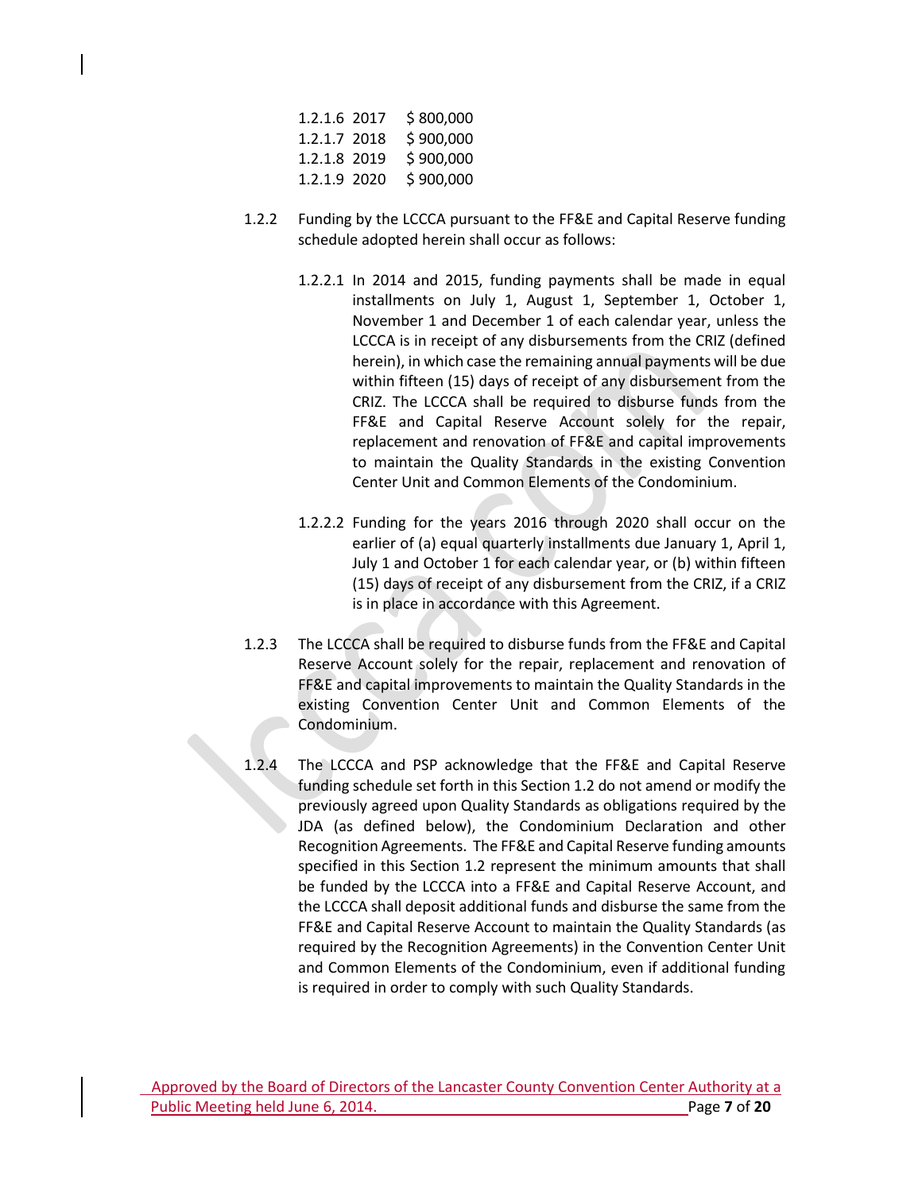1.2.1.6 2017 $ 800,000
1.2.1.7 2018 $ 900,000
1.2.1.8 2019 $ 900,000
1.2.1.9 2020 $ 900,000

1.2.2 Funding by the LCCCA pursuant to the FF&E and Capital Reserve funding schedule adopted herein shall occur as follows:

1.2.2.1 In 2014 and 2015, funding payments shall be made in equal installments on July 1, August 1, September 1, October 1, November 1 and December 1 of each calendar year, unless the LCCCA is in receipt of any disbursements from the CRIZ (defined herein), in which case the remaining annual payments will be due within fifteen (15) days of receipt of any disbursement from the CRIZ. The LCCCA shall be required to disburse funds from the FF&E and Capital Reserve Account solely for the repair, replacement and renovation of FF&E and capital improvements to maintain the Quality Standards in the existing Convention Center Unit and Common Elements of the Condominium.

1.2.2.2 Funding for the years 2016 through 2020 shall occur on the earlier of (a) equal quarterly installments due January 1, April 1, July 1 and October 1 for each calendar year, or (b) within fifteen (15) days of receipt of any disbursement from the CRIZ, if a CRIZ is in place in accordance with this Agreement.

1.2.3 The LCCCA shall be required to disburse funds from the FF&E and Capital Reserve Account solely for the repair, replacement and renovation of FF&E and capital improvements to maintain the Quality Standards in the existing Convention Center Unit and Common Elements of the Condominium.

1.2.4 The LCCCA and PSP acknowledge that the FF&E and Capital Reserve funding schedule set forth in this Section 1.2 do not amend or modify the previously agreed upon Quality Standards as obligations required by the JDA (as defined below), the Condominium Declaration and other Recognition Agreements. The FF&E and Capital Reserve funding amounts specified in this Section 1.2 represent the minimum amounts that shall be funded by the LCCCA into a FF&E and Capital Reserve Account, and the LCCCA shall deposit additional funds and disburse the same from the FF&E and Capital Reserve Account to maintain the Quality Standards (as required by the Recognition Agreements) in the Convention Center Unit and Common Elements of the Condominium, even if additional funding is required in order to comply with such Quality Standards.

Approved by the Board of Directors of the Lancaster County Convention Center Authority at a Public Meeting held June 6, 2014.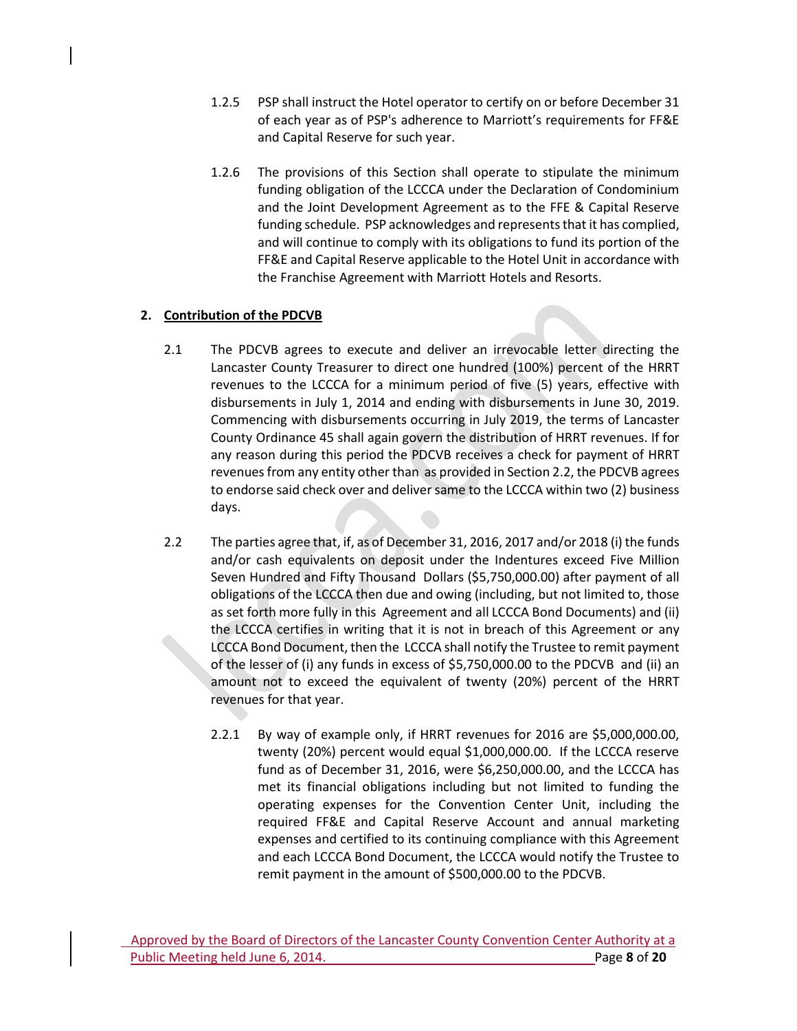1.2.5 PSP shall instruct the Hotel operator to certify on or before December 31 of each year as of PSP's adherence to Marriott's requirements for FF&E and Capital Reserve for such year.

1.2.6 The provisions of this Section shall operate to stipulate the minimum funding obligation of the LCCCA under the Declaration of Condominium and the Joint Development Agreement as to the FFE & Capital Reserve funding schedule. PSP acknowledges and represents that it has complied, and will continue to comply with its obligations to fund its portion of the FF&E and Capital Reserve applicable to the Hotel Unit in accordance with the Franchise Agreement with Marriott Hotels and Resorts.

**2. <u>Contribution of the PDCVB</u>**

2.1 The PDCVB agrees to execute and deliver an irrevocable letter directing the Lancaster County Treasurer to direct one hundred (100%) percent of the HRRT revenues to the LCCCA for a minimum period of five (5) years, effective with disbursements in July 1, 2014 and ending with disbursements in June 30, 2019. Commencing with disbursements occurring in July 2019, the terms of Lancaster County Ordinance 45 shall again govern the distribution of HRRT revenues. If for any reason during this period the PDCVB receives a check for payment of HRRT revenues from any entity other than as provided in Section 2.2, the PDCVB agrees to endorse said check over and deliver same to the LCCCA within two (2) business days.

2.2 The parties agree that, if, as of December 31, 2016, 2017 and/or 2018 (i) the funds and/or cash equivalents on deposit under the Indentures exceed Five Million Seven Hundred and Fifty Thousand Dollars ($5,750,000.00) after payment of all obligations of the LCCCA then due and owing (including, but not limited to, those as set forth more fully in this Agreement and all LCCCA Bond Documents) and (ii) the LCCCA certifies in writing that it is not in breach of this Agreement or any LCCCA Bond Document, then the LCCCA shall notify the Trustee to remit payment of the lesser of (i) any funds in excess of $5,750,000.00 to the PDCVB and (ii) an amount not to exceed the equivalent of twenty (20%) percent of the HRRT revenues for that year.

2.2.1 By way of example only, if HRRT revenues for 2016 are $5,000,000.00, twenty (20%) percent would equal $1,000,000.00. If the LCCCA reserve fund as of December 31, 2016, were $6,250,000.00, and the LCCCA has met its financial obligations including but not limited to funding the operating expenses for the Convention Center Unit, including the required FF&E and Capital Reserve Account and annual marketing expenses and certified to its continuing compliance with this Agreement and each LCCCA Bond Document, the LCCCA would notify the Trustee to remit payment in the amount of $500,000.00 to the PDCVB.

Approved by the Board of Directors of the Lancaster County Convention Center Authority at a Public Meeting held June 6, 2014.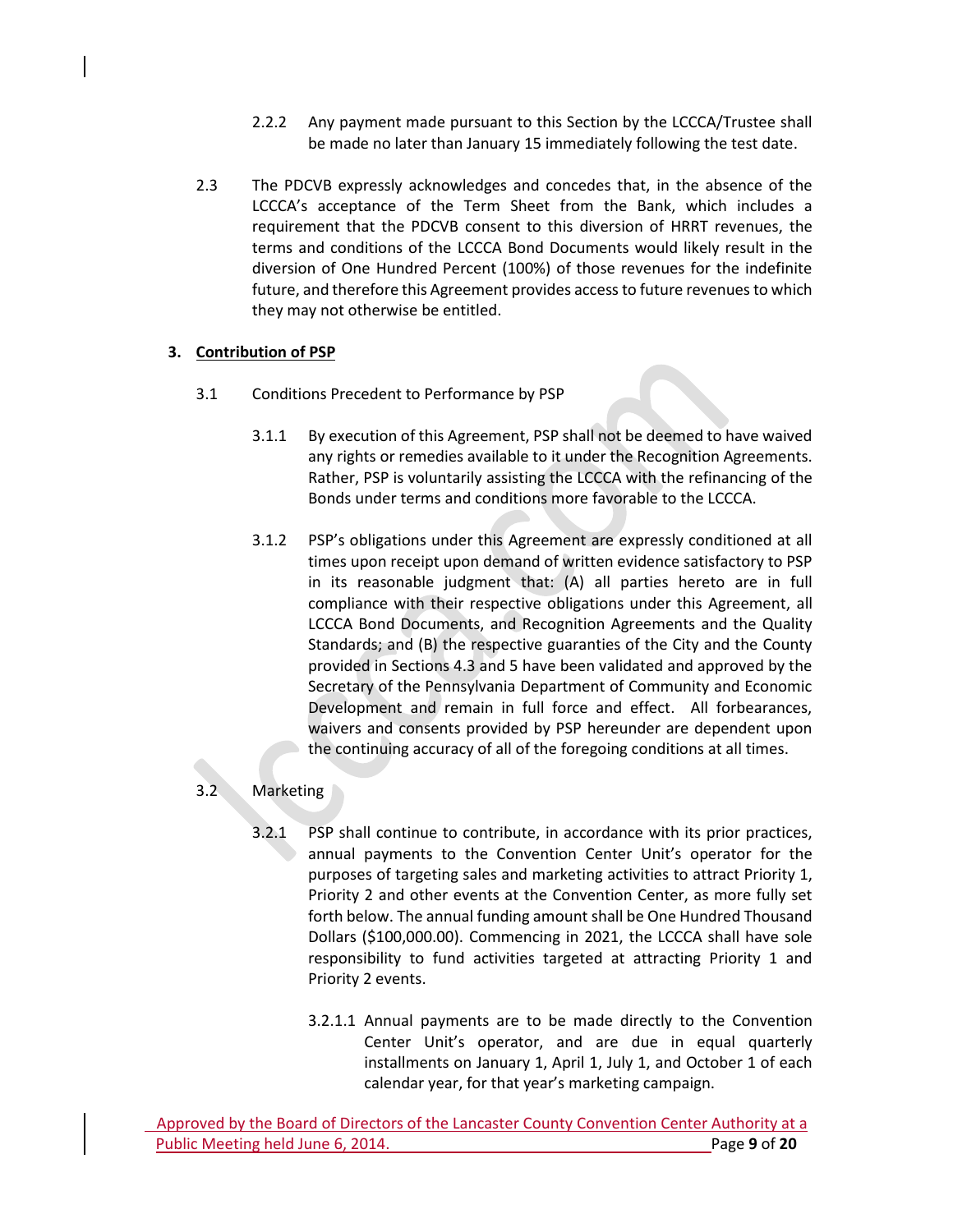2.2.2 Any payment made pursuant to this Section by the LCCCA/Trustee shall be made no later than January 15 immediately following the test date.

2.3 The PDCVB expressly acknowledges and concedes that, in the absence of the LCCCA's acceptance of the Term Sheet from the Bank, which includes a requirement that the PDCVB consent to this diversion of HRRT revenues, the terms and conditions of the LCCCA Bond Documents would likely result in the diversion of One Hundred Percent (100%) of those revenues for the indefinite future, and therefore this Agreement provides access to future revenues to which they may not otherwise be entitled.

## 3. Contribution of PSP

3.1 Conditions Precedent to Performance by PSP

3.1.1 By execution of this Agreement, PSP shall not be deemed to have waived any rights or remedies available to it under the Recognition Agreements. Rather, PSP is voluntarily assisting the LCCCA with the refinancing of the Bonds under terms and conditions more favorable to the LCCCA.

3.1.2 PSP's obligations under this Agreement are expressly conditioned at all times upon receipt upon demand of written evidence satisfactory to PSP in its reasonable judgment that: (A) all parties hereto are in full compliance with their respective obligations under this Agreement, all LCCCA Bond Documents, and Recognition Agreements and the Quality Standards; and (B) the respective guaranties of the City and the County provided in Sections 4.3 and 5 have been validated and approved by the Secretary of the Pennsylvania Department of Community and Economic Development and remain in full force and effect. All forbearances, waivers and consents provided by PSP hereunder are dependent upon the continuing accuracy of all of the foregoing conditions at all times.

3.2 Marketing

3.2.1 PSP shall continue to contribute, in accordance with its prior practices, annual payments to the Convention Center Unit's operator for the purposes of targeting sales and marketing activities to attract Priority 1, Priority 2 and other events at the Convention Center, as more fully set forth below. The annual funding amount shall be One Hundred Thousand Dollars ($100,000.00). Commencing in 2021, the LCCCA shall have sole responsibility to fund activities targeted at attracting Priority 1 and Priority 2 events.

3.2.1.1 Annual payments are to be made directly to the Convention Center Unit's operator, and are due in equal quarterly installments on January 1, April 1, July 1, and October 1 of each calendar year, for that year's marketing campaign.

Approved by the Board of Directors of the Lancaster County Convention Center Authority at a Public Meeting held June 6, 2014.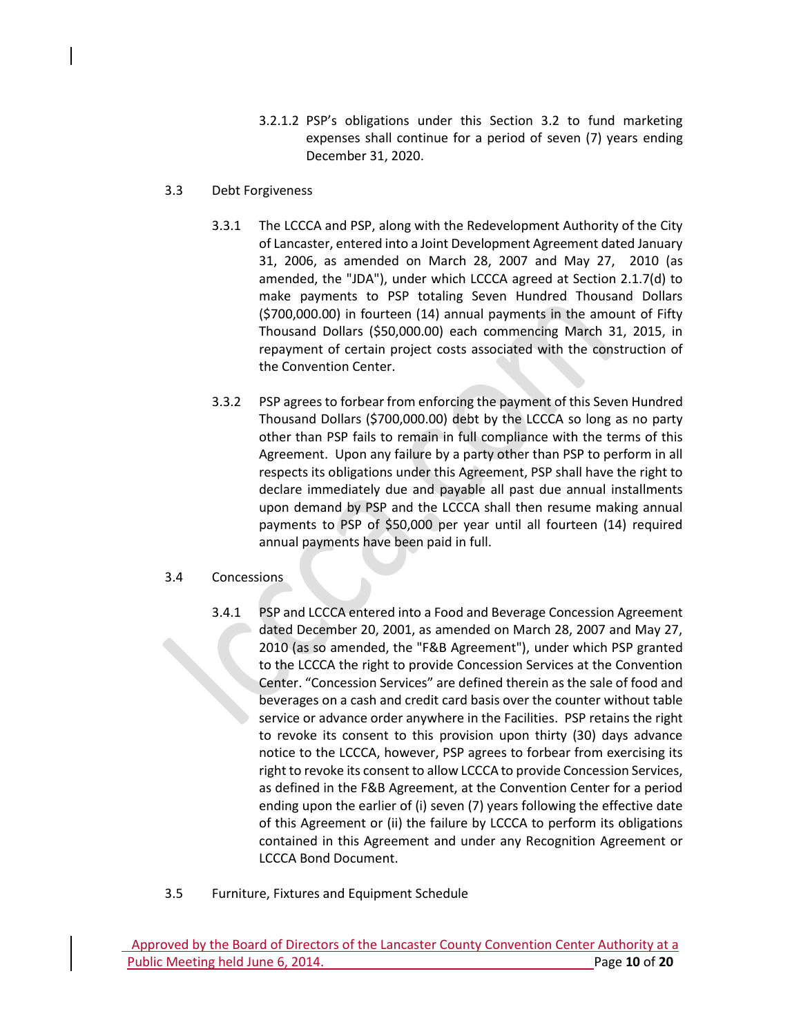3.2.1.2 PSP's obligations under this Section 3.2 to fund marketing expenses shall continue for a period of seven (7) years ending December 31, 2020.

3.3 Debt Forgiveness

3.3.1 The LCCCA and PSP, along with the Redevelopment Authority of the City of Lancaster, entered into a Joint Development Agreement dated January 31, 2006, as amended on March 28, 2007 and May 27, 2010 (as amended, the "JDA"), under which LCCCA agreed at Section 2.1.7(d) to make payments to PSP totaling Seven Hundred Thousand Dollars ($700,000.00) in fourteen (14) annual payments in the amount of Fifty Thousand Dollars ($50,000.00) each commencing March 31, 2015, in repayment of certain project costs associated with the construction of the Convention Center.

3.3.2 PSP agrees to forbear from enforcing the payment of this Seven Hundred Thousand Dollars ($700,000.00) debt by the LCCCA so long as no party other than PSP fails to remain in full compliance with the terms of this Agreement. Upon any failure by a party other than PSP to perform in all respects its obligations under this Agreement, PSP shall have the right to declare immediately due and payable all past due annual installments upon demand by PSP and the LCCCA shall then resume making annual payments to PSP of $50,000 per year until all fourteen (14) required annual payments have been paid in full.

3.4 Concessions

3.4.1 PSP and LCCCA entered into a Food and Beverage Concession Agreement dated December 20, 2001, as amended on March 28, 2007 and May 27, 2010 (as so amended, the "F&B Agreement"), under which PSP granted to the LCCCA the right to provide Concession Services at the Convention Center. "Concession Services" are defined therein as the sale of food and beverages on a cash and credit card basis over the counter without table service or advance order anywhere in the Facilities. PSP retains the right to revoke its consent to this provision upon thirty (30) days advance notice to the LCCCA, however, PSP agrees to forbear from exercising its right to revoke its consent to allow LCCCA to provide Concession Services, as defined in the F&B Agreement, at the Convention Center for a period ending upon the earlier of (i) seven (7) years following the effective date of this Agreement or (ii) the failure by LCCCA to perform its obligations contained in this Agreement and under any Recognition Agreement or LCCCA Bond Document.

3.5 Furniture, Fixtures and Equipment Schedule

Approved by the Board of Directors of the Lancaster County Convention Center Authority at a Public Meeting held June 6, 2014.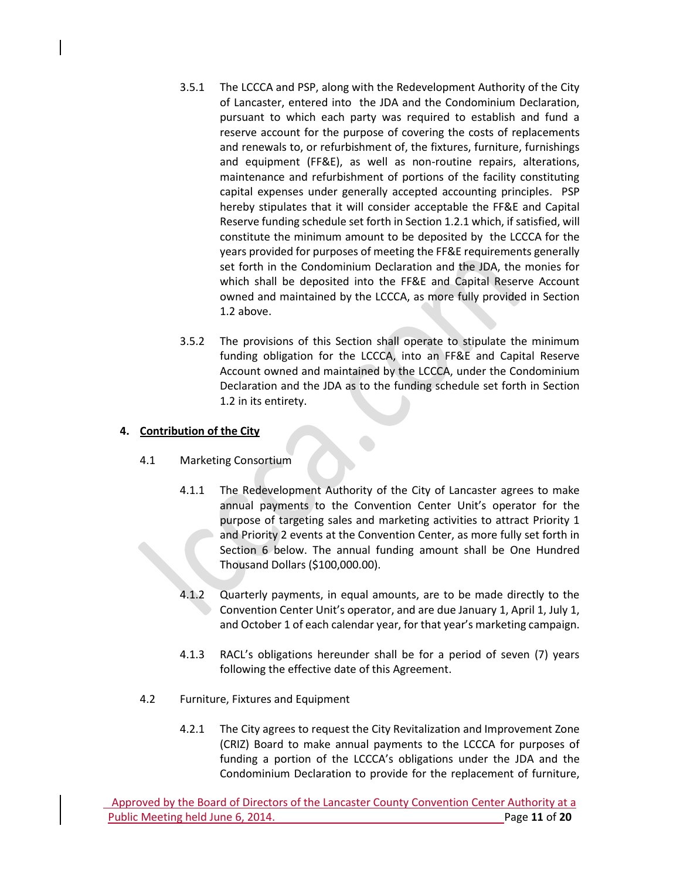3.5.1 The LCCCA and PSP, along with the Redevelopment Authority of the City of Lancaster, entered into the JDA and the Condominium Declaration, pursuant to which each party was required to establish and fund a reserve account for the purpose of covering the costs of replacements and renewals to, or refurbishment of, the fixtures, furniture, furnishings and equipment (FF&E), as well as non-routine repairs, alterations, maintenance and refurbishment of portions of the facility constituting capital expenses under generally accepted accounting principles. PSP hereby stipulates that it will consider acceptable the FF&E and Capital Reserve funding schedule set forth in Section 1.2.1 which, if satisfied, will constitute the minimum amount to be deposited by the LCCCA for the years provided for purposes of meeting the FF&E requirements generally set forth in the Condominium Declaration and the JDA, the monies for which shall be deposited into the FF&E and Capital Reserve Account owned and maintained by the LCCCA, as more fully provided in Section 1.2 above.

3.5.2 The provisions of this Section shall operate to stipulate the minimum funding obligation for the LCCCA, into an FF&E and Capital Reserve Account owned and maintained by the LCCCA, under the Condominium Declaration and the JDA as to the funding schedule set forth in Section 1.2 in its entirety.

## 4. Contribution of the City

4.1 Marketing Consortium

4.1.1 The Redevelopment Authority of the City of Lancaster agrees to make annual payments to the Convention Center Unit's operator for the purpose of targeting sales and marketing activities to attract Priority 1 and Priority 2 events at the Convention Center, as more fully set forth in Section 6 below. The annual funding amount shall be One Hundred Thousand Dollars ($100,000.00).

4.1.2 Quarterly payments, in equal amounts, are to be made directly to the Convention Center Unit's operator, and are due January 1, April 1, July 1, and October 1 of each calendar year, for that year's marketing campaign.

4.1.3 RACL's obligations hereunder shall be for a period of seven (7) years following the effective date of this Agreement.

4.2 Furniture, Fixtures and Equipment

4.2.1 The City agrees to request the City Revitalization and Improvement Zone (CRIZ) Board to make annual payments to the LCCCA for purposes of funding a portion of the LCCCA's obligations under the JDA and the Condominium Declaration to provide for the replacement of furniture,

Approved by the Board of Directors of the Lancaster County Convention Center Authority at a Public Meeting held June 6, 2014.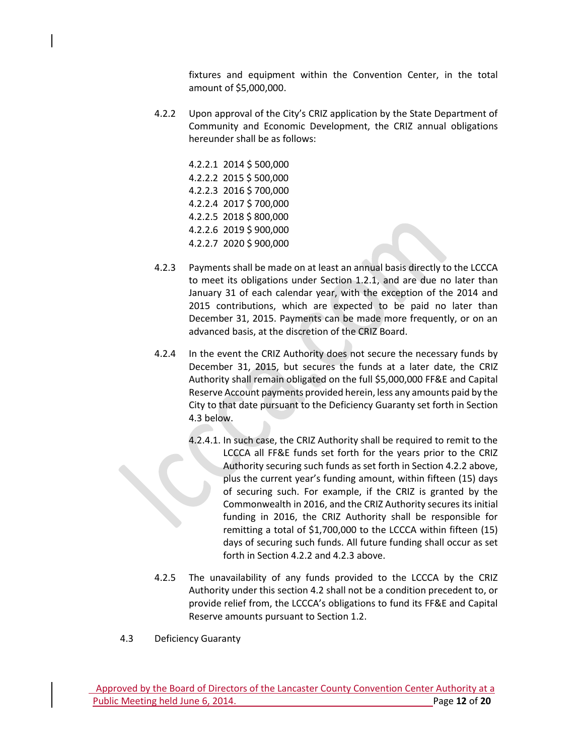fixtures and equipment within the Convention Center, in the total amount of $5,000,000.

4.2.2 Upon approval of the City's CRIZ application by the State Department of Community and Economic Development, the CRIZ annual obligations hereunder shall be as follows:

4.2.2.1 2014 $ 500,000
4.2.2.2 2015 $ 500,000
4.2.2.3 2016 $ 700,000
4.2.2.4 2017 $ 700,000
4.2.2.5 2018 $ 800,000
4.2.2.6 2019 $ 900,000
4.2.2.7 2020 $ 900,000

4.2.3 Payments shall be made on at least an annual basis directly to the LCCCA to meet its obligations under Section 1.2.1, and are due no later than January 31 of each calendar year, with the exception of the 2014 and 2015 contributions, which are expected to be paid no later than December 31, 2015. Payments can be made more frequently, or on an advanced basis, at the discretion of the CRIZ Board.

4.2.4 In the event the CRIZ Authority does not secure the necessary funds by December 31, 2015, but secures the funds at a later date, the CRIZ Authority shall remain obligated on the full $5,000,000 FF&E and Capital Reserve Account payments provided herein, less any amounts paid by the City to that date pursuant to the Deficiency Guaranty set forth in Section 4.3 below.

4.2.4.1. In such case, the CRIZ Authority shall be required to remit to the LCCCA all FF&E funds set forth for the years prior to the CRIZ Authority securing such funds as set forth in Section 4.2.2 above, plus the current year's funding amount, within fifteen (15) days of securing such. For example, if the CRIZ is granted by the Commonwealth in 2016, and the CRIZ Authority secures its initial funding in 2016, the CRIZ Authority shall be responsible for remitting a total of $1,700,000 to the LCCCA within fifteen (15) days of securing such funds. All future funding shall occur as set forth in Section 4.2.2 and 4.2.3 above.

4.2.5 The unavailability of any funds provided to the LCCCA by the CRIZ Authority under this section 4.2 shall not be a condition precedent to, or provide relief from, the LCCCA's obligations to fund its FF&E and Capital Reserve amounts pursuant to Section 1.2.

4.3 Deficiency Guaranty

Approved by the Board of Directors of the Lancaster County Convention Center Authority at a Public Meeting held June 6, 2014.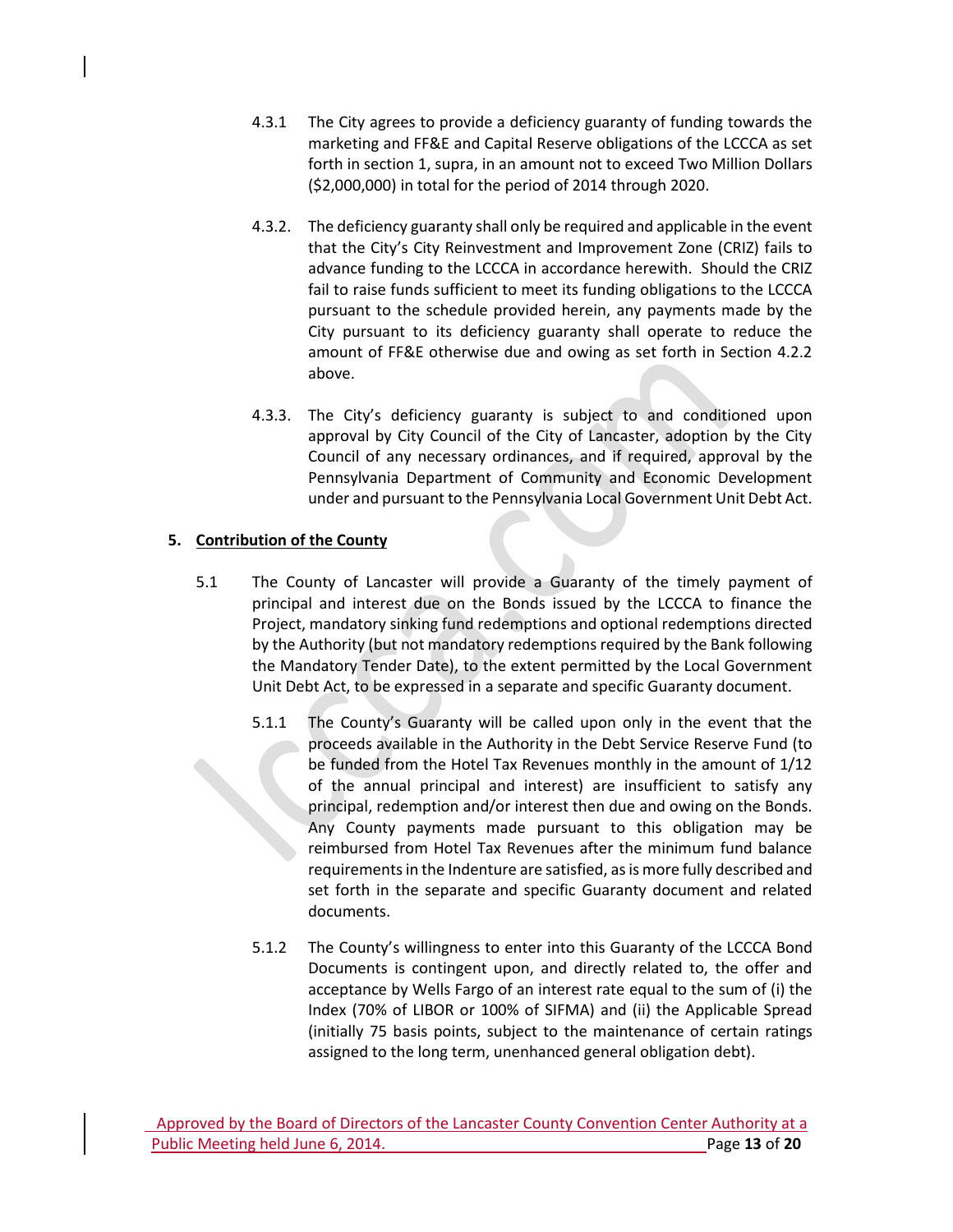4.3.1 The City agrees to provide a deficiency guaranty of funding towards the marketing and FF&E and Capital Reserve obligations of the LCCCA as set forth in section 1, supra, in an amount not to exceed Two Million Dollars ($2,000,000) in total for the period of 2014 through 2020.

4.3.2. The deficiency guaranty shall only be required and applicable in the event that the City's City Reinvestment and Improvement Zone (CRIZ) fails to advance funding to the LCCCA in accordance herewith. Should the CRIZ fail to raise funds sufficient to meet its funding obligations to the LCCCA pursuant to the schedule provided herein, any payments made by the City pursuant to its deficiency guaranty shall operate to reduce the amount of FF&E otherwise due and owing as set forth in Section 4.2.2 above.

4.3.3. The City's deficiency guaranty is subject to and conditioned upon approval by City Council of the City of Lancaster, adoption by the City Council of any necessary ordinances, and if required, approval by the Pennsylvania Department of Community and Economic Development under and pursuant to the Pennsylvania Local Government Unit Debt Act.

**5. <u>Contribution of the County</u>**

5.1 The County of Lancaster will provide a Guaranty of the timely payment of principal and interest due on the Bonds issued by the LCCCA to finance the Project, mandatory sinking fund redemptions and optional redemptions directed by the Authority (but not mandatory redemptions required by the Bank following the Mandatory Tender Date), to the extent permitted by the Local Government Unit Debt Act, to be expressed in a separate and specific Guaranty document.

5.1.1 The County's Guaranty will be called upon only in the event that the proceeds available in the Authority in the Debt Service Reserve Fund (to be funded from the Hotel Tax Revenues monthly in the amount of 1/12 of the annual principal and interest) are insufficient to satisfy any principal, redemption and/or interest then due and owing on the Bonds. Any County payments made pursuant to this obligation may be reimbursed from Hotel Tax Revenues after the minimum fund balance requirements in the Indenture are satisfied, as is more fully described and set forth in the separate and specific Guaranty document and related documents.

5.1.2 The County's willingness to enter into this Guaranty of the LCCCA Bond Documents is contingent upon, and directly related to, the offer and acceptance by Wells Fargo of an interest rate equal to the sum of (i) the Index (70% of LIBOR or 100% of SIFMA) and (ii) the Applicable Spread (initially 75 basis points, subject to the maintenance of certain ratings assigned to the long term, unenhanced general obligation debt).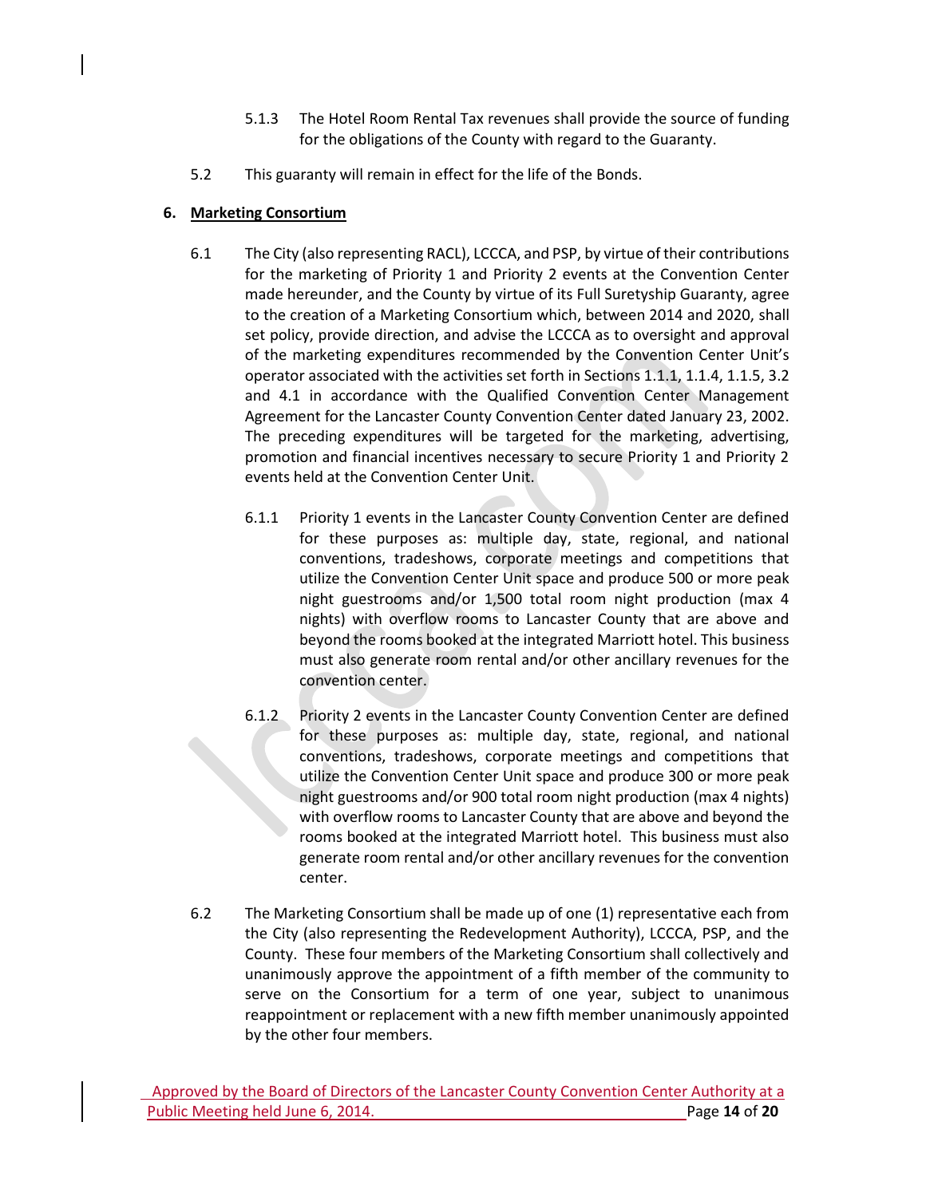5.1.3 The Hotel Room Rental Tax revenues shall provide the source of funding for the obligations of the County with regard to the Guaranty.

5.2 This guaranty will remain in effect for the life of the Bonds.

**6. Marketing Consortium**

6.1 The City (also representing RACL), LCCCA, and PSP, by virtue of their contributions for the marketing of Priority 1 and Priority 2 events at the Convention Center made hereunder, and the County by virtue of its Full Suretyship Guaranty, agree to the creation of a Marketing Consortium which, between 2014 and 2020, shall set policy, provide direction, and advise the LCCCA as to oversight and approval of the marketing expenditures recommended by the Convention Center Unit's operator associated with the activities set forth in Sections 1.1.1, 1.1.4, 1.1.5, 3.2 and 4.1 in accordance with the Qualified Convention Center Management Agreement for the Lancaster County Convention Center dated January 23, 2002. The preceding expenditures will be targeted for the marketing, advertising, promotion and financial incentives necessary to secure Priority 1 and Priority 2 events held at the Convention Center Unit.

6.1.1 Priority 1 events in the Lancaster County Convention Center are defined for these purposes as: multiple day, state, regional, and national conventions, tradeshows, corporate meetings and competitions that utilize the Convention Center Unit space and produce 500 or more peak night guestrooms and/or 1,500 total room night production (max 4 nights) with overflow rooms to Lancaster County that are above and beyond the rooms booked at the integrated Marriott hotel. This business must also generate room rental and/or other ancillary revenues for the convention center.

6.1.2 Priority 2 events in the Lancaster County Convention Center are defined for these purposes as: multiple day, state, regional, and national conventions, tradeshows, corporate meetings and competitions that utilize the Convention Center Unit space and produce 300 or more peak night guestrooms and/or 900 total room night production (max 4 nights) with overflow rooms to Lancaster County that are above and beyond the rooms booked at the integrated Marriott hotel. This business must also generate room rental and/or other ancillary revenues for the convention center.

6.2 The Marketing Consortium shall be made up of one (1) representative each from the City (also representing the Redevelopment Authority), LCCCA, PSP, and the County. These four members of the Marketing Consortium shall collectively and unanimously approve the appointment of a fifth member of the community to serve on the Consortium for a term of one year, subject to unanimous reappointment or replacement with a new fifth member unanimously appointed by the other four members.

Approved by the Board of Directors of the Lancaster County Convention Center Authority at a Public Meeting held June 6, 2014.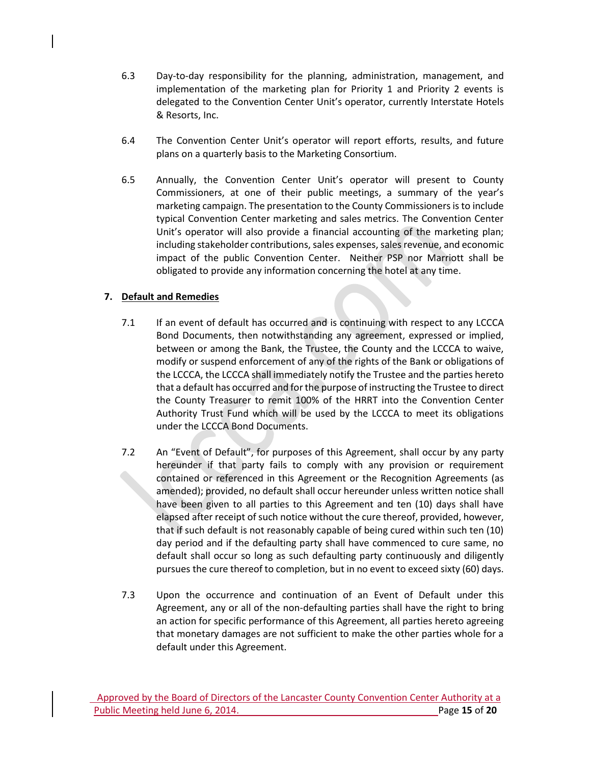6.3 Day-to-day responsibility for the planning, administration, management, and implementation of the marketing plan for Priority 1 and Priority 2 events is delegated to the Convention Center Unit's operator, currently Interstate Hotels & Resorts, Inc.

6.4 The Convention Center Unit's operator will report efforts, results, and future plans on a quarterly basis to the Marketing Consortium.

6.5 Annually, the Convention Center Unit's operator will present to County Commissioners, at one of their public meetings, a summary of the year's marketing campaign. The presentation to the County Commissioners is to include typical Convention Center marketing and sales metrics. The Convention Center Unit's operator will also provide a financial accounting of the marketing plan; including stakeholder contributions, sales expenses, sales revenue, and economic impact of the public Convention Center. Neither PSP nor Marriott shall be obligated to provide any information concerning the hotel at any time.

## 7. Default and Remedies

7.1 If an event of default has occurred and is continuing with respect to any LCCCA Bond Documents, then notwithstanding any agreement, expressed or implied, between or among the Bank, the Trustee, the County and the LCCCA to waive, modify or suspend enforcement of any of the rights of the Bank or obligations of the LCCCA, the LCCCA shall immediately notify the Trustee and the parties hereto that a default has occurred and for the purpose of instructing the Trustee to direct the County Treasurer to remit 100% of the HRRT into the Convention Center Authority Trust Fund which will be used by the LCCCA to meet its obligations under the LCCCA Bond Documents.

7.2 An "Event of Default", for purposes of this Agreement, shall occur by any party hereunder if that party fails to comply with any provision or requirement contained or referenced in this Agreement or the Recognition Agreements (as amended); provided, no default shall occur hereunder unless written notice shall have been given to all parties to this Agreement and ten (10) days shall have elapsed after receipt of such notice without the cure thereof, provided, however, that if such default is not reasonably capable of being cured within such ten (10) day period and if the defaulting party shall have commenced to cure same, no default shall occur so long as such defaulting party continuously and diligently pursues the cure thereof to completion, but in no event to exceed sixty (60) days.

7.3 Upon the occurrence and continuation of an Event of Default under this Agreement, any or all of the non-defaulting parties shall have the right to bring an action for specific performance of this Agreement, all parties hereto agreeing that monetary damages are not sufficient to make the other parties whole for a default under this Agreement.

Approved by the Board of Directors of the Lancaster County Convention Center Authority at a Public Meeting held June 6, 2014.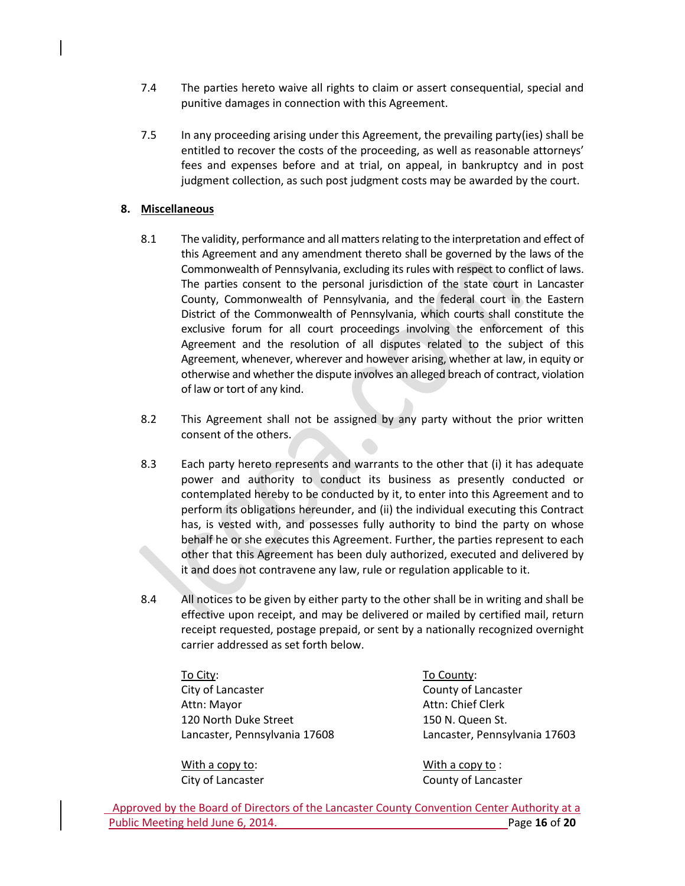7.4 The parties hereto waive all rights to claim or assert consequential, special and punitive damages in connection with this Agreement.

7.5 In any proceeding arising under this Agreement, the prevailing party(ies) shall be entitled to recover the costs of the proceeding, as well as reasonable attorneys' fees and expenses before and at trial, on appeal, in bankruptcy and in post judgment collection, as such post judgment costs may be awarded by the court.

**8. Miscellaneous**

8.1 The validity, performance and all matters relating to the interpretation and effect of this Agreement and any amendment thereto shall be governed by the laws of the Commonwealth of Pennsylvania, excluding its rules with respect to conflict of laws. The parties consent to the personal jurisdiction of the state court in Lancaster County, Commonwealth of Pennsylvania, and the federal court in the Eastern District of the Commonwealth of Pennsylvania, which courts shall constitute the exclusive forum for all court proceedings involving the enforcement of this Agreement and the resolution of all disputes related to the subject of this Agreement, whenever, wherever and however arising, whether at law, in equity or otherwise and whether the dispute involves an alleged breach of contract, violation of law or tort of any kind.

8.2 This Agreement shall not be assigned by any party without the prior written consent of the others.

8.3 Each party hereto represents and warrants to the other that (i) it has adequate power and authority to conduct its business as presently conducted or contemplated hereby to be conducted by it, to enter into this Agreement and to perform its obligations hereunder, and (ii) the individual executing this Contract has, is vested with, and possesses fully authority to bind the party on whose behalf he or she executes this Agreement. Further, the parties represent to each other that this Agreement has been duly authorized, executed and delivered by it and does not contravene any law, rule or regulation applicable to it.

8.4 All notices to be given by either party to the other shall be in writing and shall be effective upon receipt, and may be delivered or mailed by certified mail, return receipt requested, postage prepaid, or sent by a nationally recognized overnight carrier addressed as set forth below.

To City:
City of Lancaster
Attn: Mayor
120 North Duke Street
Lancaster, Pennsylvania 17608

With a copy to:
City of Lancaster

To County:
County of Lancaster
Attn: Chief Clerk
150 N. Queen St.
Lancaster, Pennsylvania 17603

With a copy to :
County of Lancaster

Approved by the Board of Directors of the Lancaster County Convention Center Authority at a Public Meeting held June 6, 2014.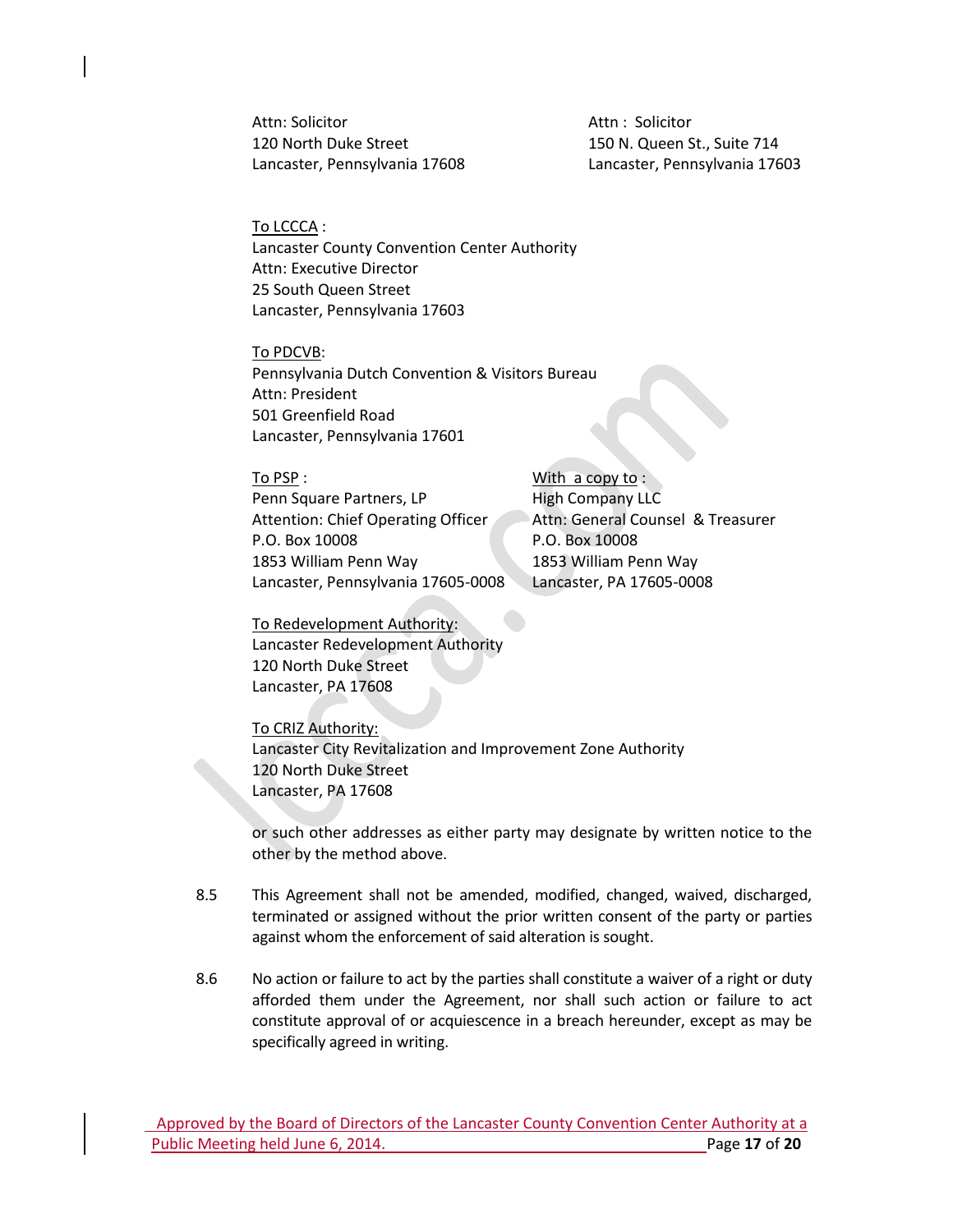Attn: Solicitor
120 North Duke Street
Lancaster, Pennsylvania 17608

Attn : Solicitor
150 N. Queen St., Suite 714
Lancaster, Pennsylvania 17603

To LCCCA :
Lancaster County Convention Center Authority
Attn: Executive Director
25 South Queen Street
Lancaster, Pennsylvania 17603

To PDCVB:
Pennsylvania Dutch Convention & Visitors Bureau
Attn: President
501 Greenfield Road
Lancaster, Pennsylvania 17601

To PSP :
Penn Square Partners, LP
Attention: Chief Operating Officer
P.O. Box 10008
1853 William Penn Way
Lancaster, Pennsylvania 17605-0008

With a copy to :
High Company LLC
Attn: General Counsel & Treasurer
P.O. Box 10008
1853 William Penn Way
Lancaster, PA 17605-0008

To Redevelopment Authority:
Lancaster Redevelopment Authority
120 North Duke Street
Lancaster, PA 17608

To CRIZ Authority:
Lancaster City Revitalization and Improvement Zone Authority
120 North Duke Street
Lancaster, PA 17608

or such other addresses as either party may designate by written notice to the other by the method above.

8.5 This Agreement shall not be amended, modified, changed, waived, discharged, terminated or assigned without the prior written consent of the party or parties against whom the enforcement of said alteration is sought.

8.6 No action or failure to act by the parties shall constitute a waiver of a right or duty afforded them under the Agreement, nor shall such action or failure to act constitute approval of or acquiescence in a breach hereunder, except as may be specifically agreed in writing.

Approved by the Board of Directors of the Lancaster County Convention Center Authority at a Public Meeting held June 6, 2014.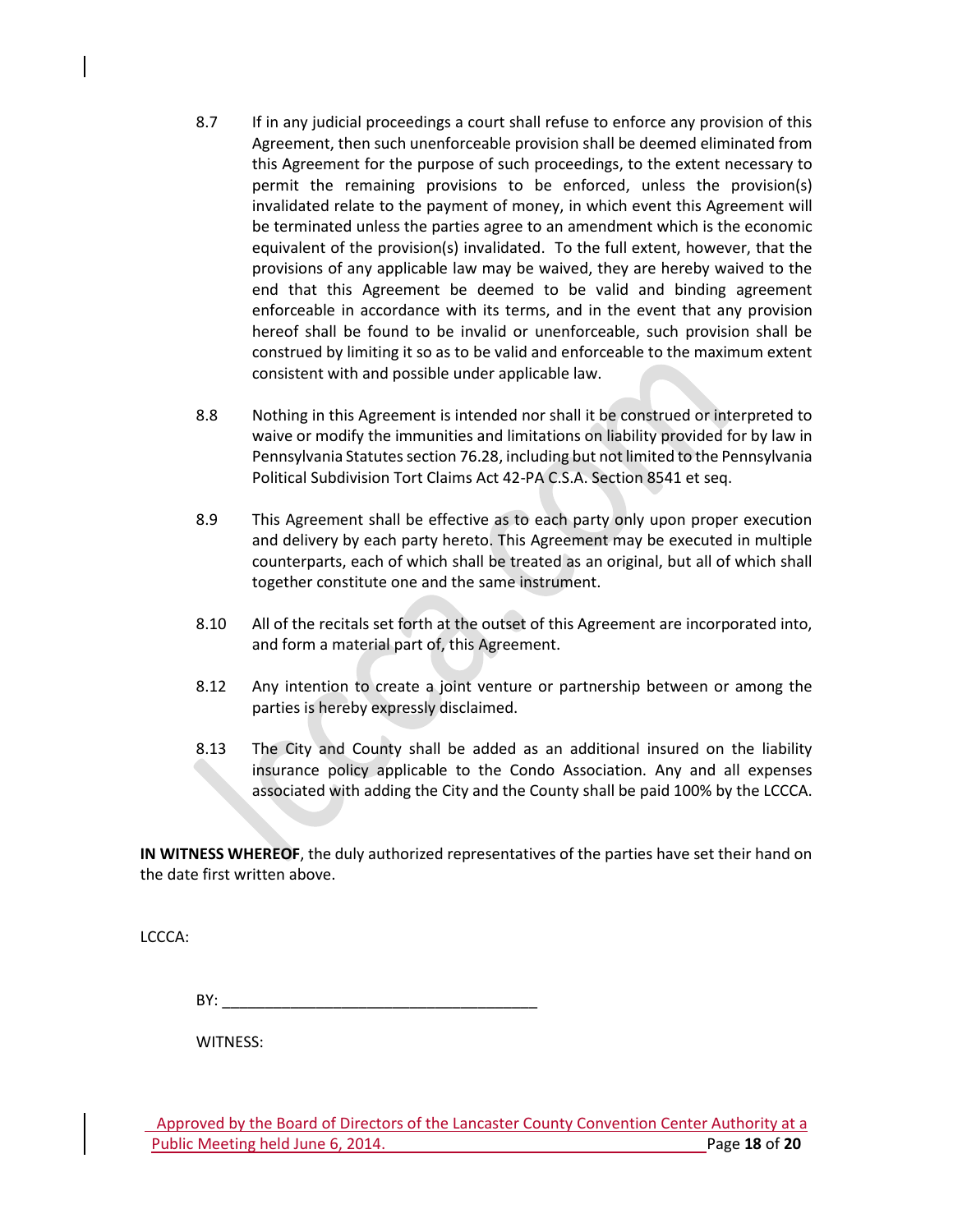8.7 If in any judicial proceedings a court shall refuse to enforce any provision of this Agreement, then such unenforceable provision shall be deemed eliminated from this Agreement for the purpose of such proceedings, to the extent necessary to permit the remaining provisions to be enforced, unless the provision(s) invalidated relate to the payment of money, in which event this Agreement will be terminated unless the parties agree to an amendment which is the economic equivalent of the provision(s) invalidated. To the full extent, however, that the provisions of any applicable law may be waived, they are hereby waived to the end that this Agreement be deemed to be valid and binding agreement enforceable in accordance with its terms, and in the event that any provision hereof shall be found to be invalid or unenforceable, such provision shall be construed by limiting it so as to be valid and enforceable to the maximum extent consistent with and possible under applicable law.

8.8 Nothing in this Agreement is intended nor shall it be construed or interpreted to waive or modify the immunities and limitations on liability provided for by law in Pennsylvania Statutes section 76.28, including but not limited to the Pennsylvania Political Subdivision Tort Claims Act 42-PA C.S.A. Section 8541 et seq.

8.9 This Agreement shall be effective as to each party only upon proper execution and delivery by each party hereto. This Agreement may be executed in multiple counterparts, each of which shall be treated as an original, but all of which shall together constitute one and the same instrument.

8.10 All of the recitals set forth at the outset of this Agreement are incorporated into, and form a material part of, this Agreement.

8.12 Any intention to create a joint venture or partnership between or among the parties is hereby expressly disclaimed.

8.13 The City and County shall be added as an additional insured on the liability insurance policy applicable to the Condo Association. Any and all expenses associated with adding the City and the County shall be paid 100% by the LCCCA.

**IN WITNESS WHEREOF**, the duly authorized representatives of the parties have set their hand on the date first written above.

LCCCA:

BY: _____________________________________

WITNESS:

Approved by the Board of Directors of the Lancaster County Convention Center Authority at a Public Meeting held June 6, 2014.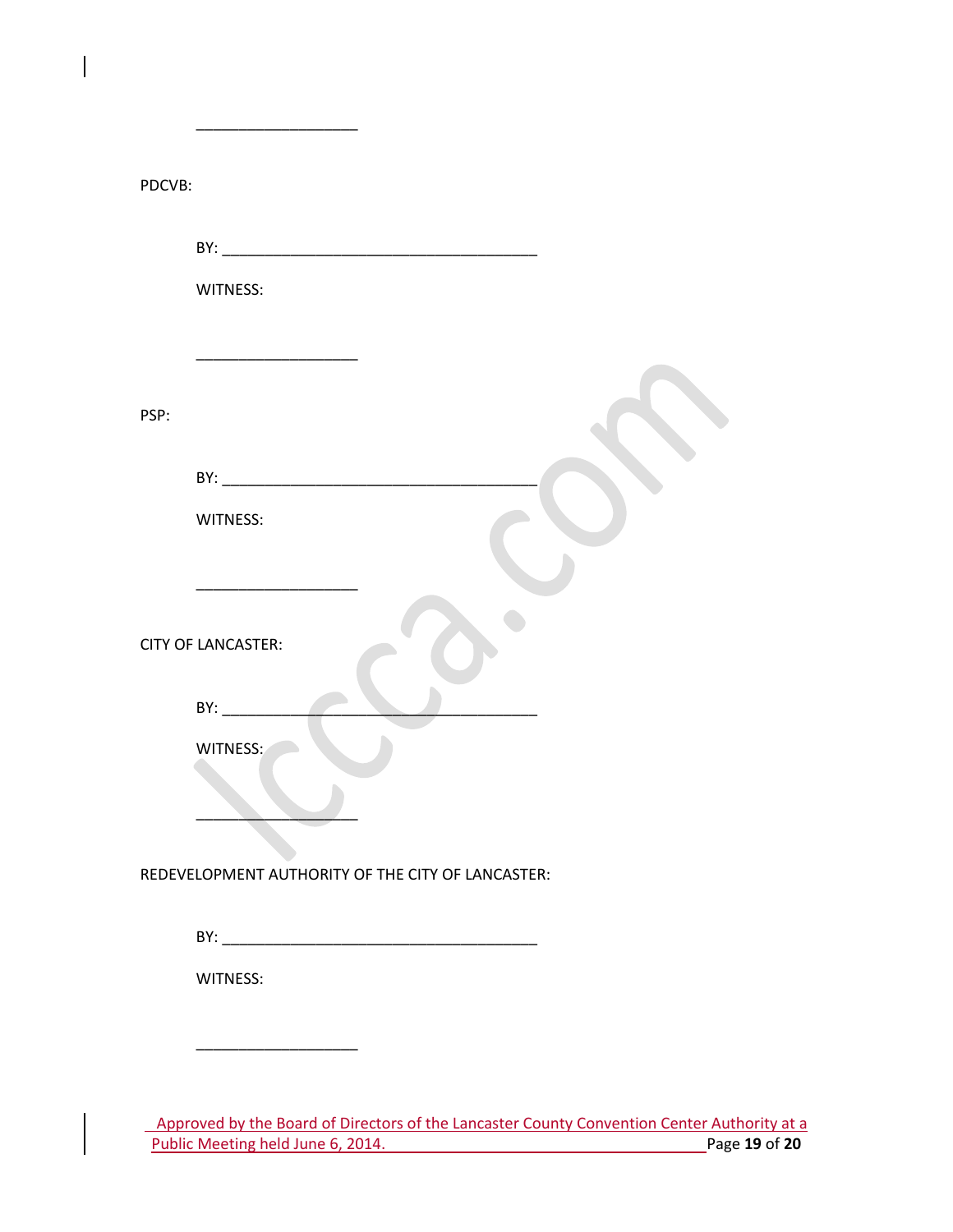___________________

PDCVB:

BY: _______________________________________

WITNESS:

___________________

PSP:

BY: _______________________________________

WITNESS:

___________________

CITY OF LANCASTER:

BY: _______________________________________

WITNESS:

___________________

REDEVELOPMENT AUTHORITY OF THE CITY OF LANCASTER:

BY: _______________________________________

WITNESS:

___________________

Approved by the Board of Directors of the Lancaster County Convention Center Authority at a Public Meeting held June 6, 2014.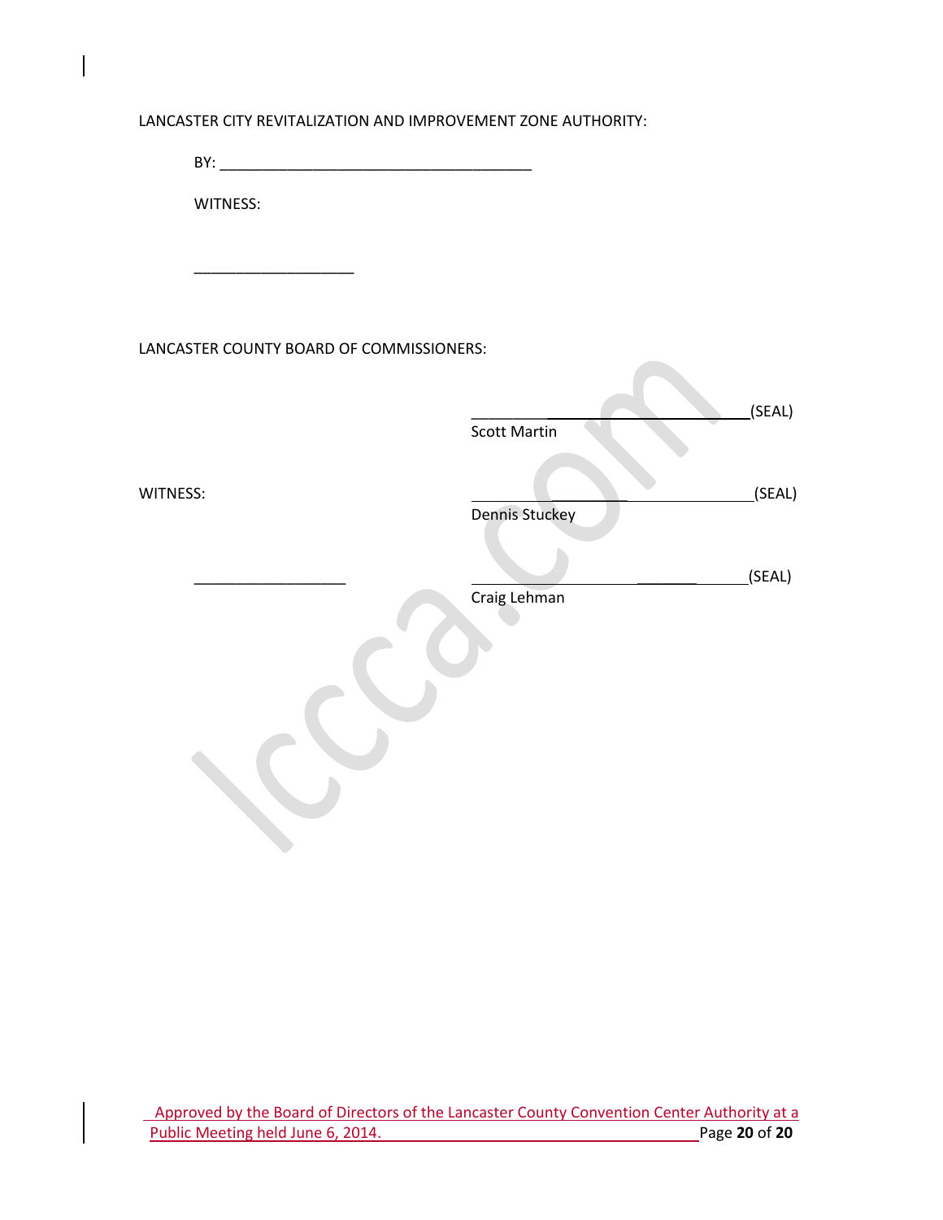LANCASTER CITY REVITALIZATION AND IMPROVEMENT ZONE AUTHORITY:

BY: ______________________________________

WITNESS:

___________________

LANCASTER COUNTY BOARD OF COMMISSIONERS:

_________________________________(SEAL)
Scott Martin

WITNESS:

_________________________________(SEAL)
Dennis Stuckey

___________________

_________________________________(SEAL)
Craig Lehman

Approved by the Board of Directors of the Lancaster County Convention Center Authority at a Public Meeting held June 6, 2014.